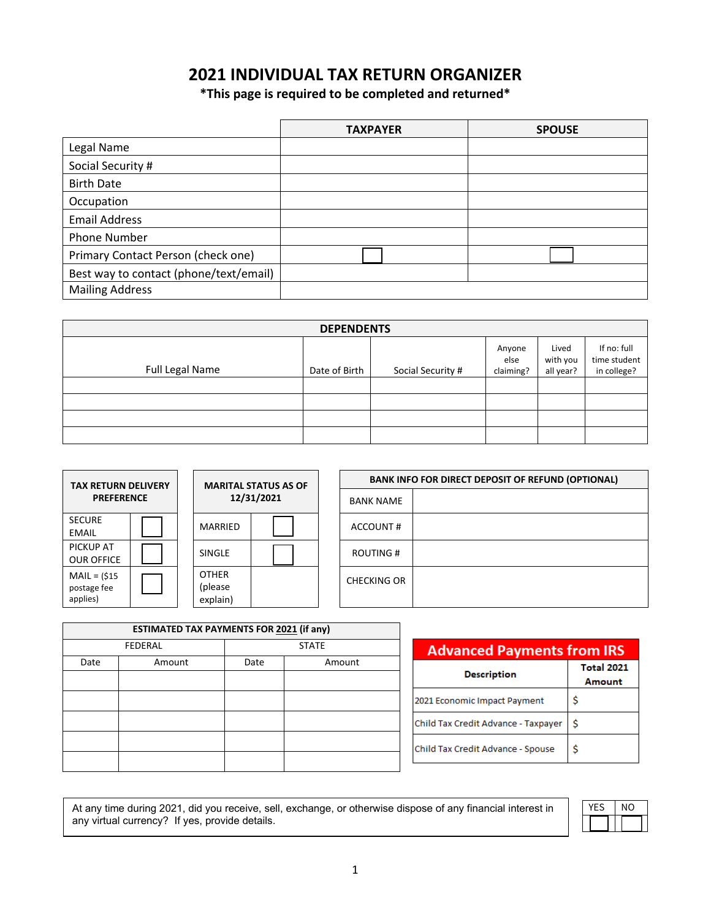# 2021 INDIVIDUAL TAX RETURN ORGANIZER

**\*This page is required to be completed and returned\***

| | TAXPAYER | SPOUSE |
|---|---|---|
| Legal Name | | |
| Social Security # | | |
| Birth Date | | |
| Occupation | | |
| Email Address | | |
| Phone Number | | |
| Primary Contact Person (check one) | ☐ | ☐ |
| Best way to contact (phone/text/email) | | |
| Mailing Address | | |

| DEPENDENTS | | | | | |
|---|---|---|---|---|---|
| Full Legal Name | Date of Birth | Social Security # | Anyone else claiming? | Lived with you all year? | If no: full time student in college? |
| | | | | | |
| | | | | | |
| | | | | | |
| | | | | | |

| TAX RETURN DELIVERY PREFERENCE | |
|---|---|
| SECURE EMAIL | ☐ |
| PICKUP AT OUR OFFICE | ☐ |
| MAIL = ($15 postage fee applies) | ☐ |

| MARITAL STATUS AS OF 12/31/2021 | |
|---|---|
| MARRIED | ☐ |
| SINGLE | ☐ |
| OTHER (please explain) | |

| BANK INFO FOR DIRECT DEPOSIT OF REFUND (OPTIONAL) | |
|---|---|
| BANK NAME | |
| ACCOUNT # | |
| ROUTING # | |
| CHECKING OR | |

| ESTIMATED TAX PAYMENTS FOR 2021 (if any) | | | |
|---|---|---|---|
| FEDERAL | | STATE | |
| Date | Amount | Date | Amount |
| | | | |
| | | | |
| | | | |
| | | | |
| | | | |

| Advanced Payments from IRS | |
|---|---|
| **Description** | **Total 2021 Amount** |
| 2021 Economic Impact Payment | $ |
| Child Tax Credit Advance - Taxpayer | $ |
| Child Tax Credit Advance - Spouse | $ |

| At any time during 2021, did you receive, sell, exchange, or otherwise dispose of any financial interest in any virtual currency? If yes, provide details. | YES | NO |
|---|---|---|
| | ☐ | ☐ |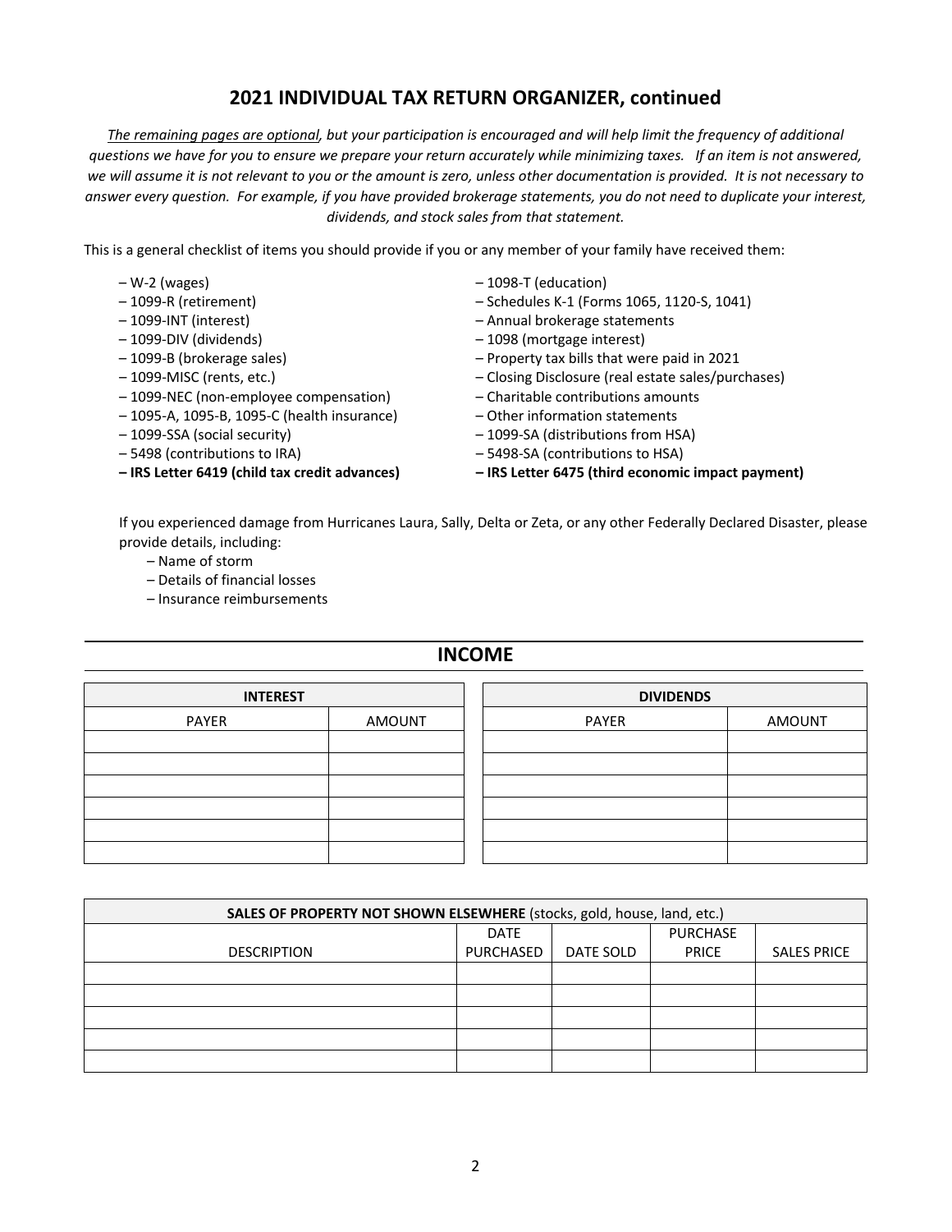## 2021 INDIVIDUAL TAX RETURN ORGANIZER, continued

*The remaining pages are optional, but your participation is encouraged and will help limit the frequency of additional questions we have for you to ensure we prepare your return accurately while minimizing taxes. If an item is not answered, we will assume it is not relevant to you or the amount is zero, unless other documentation is provided. It is not necessary to answer every question. For example, if you have provided brokerage statements, you do not need to duplicate your interest, dividends, and stock sales from that statement.*

This is a general checklist of items you should provide if you or any member of your family have received them:

- W-2 (wages)
- 1099-R (retirement)
- 1099-INT (interest)
- 1099-DIV (dividends)
- 1099-B (brokerage sales)
- 1099-MISC (rents, etc.)
- 1099-NEC (non-employee compensation)
- 1095-A, 1095-B, 1095-C (health insurance)
- 1099-SSA (social security)
- 5498 (contributions to IRA)
- **IRS Letter 6419 (child tax credit advances)**
- 1098-T (education)
- Schedules K-1 (Forms 1065, 1120-S, 1041)
- Annual brokerage statements
- 1098 (mortgage interest)
- Property tax bills that were paid in 2021
- Closing Disclosure (real estate sales/purchases)
- Charitable contributions amounts
- Other information statements
- 1099-SA (distributions from HSA)
- 5498-SA (contributions to HSA)
- **IRS Letter 6475 (third economic impact payment)**

If you experienced damage from Hurricanes Laura, Sally, Delta or Zeta, or any other Federally Declared Disaster, please provide details, including:

- Name of storm
- Details of financial losses
- Insurance reimbursements

## INCOME

| INTEREST | |
|---|---|
| PAYER | AMOUNT |
| | |
| | |
| | |
| | |
| | |
| | |

| DIVIDENDS | |
|---|---|
| PAYER | AMOUNT |
| | |
| | |
| | |
| | |
| | |
| | |

| SALES OF PROPERTY NOT SHOWN ELSEWHERE (stocks, gold, house, land, etc.) | | | | |
|---|---|---|---|---|
| DESCRIPTION | DATE PURCHASED | DATE SOLD | PURCHASE PRICE | SALES PRICE |
| | | | | |
| | | | | |
| | | | | |
| | | | | |
| | | | | |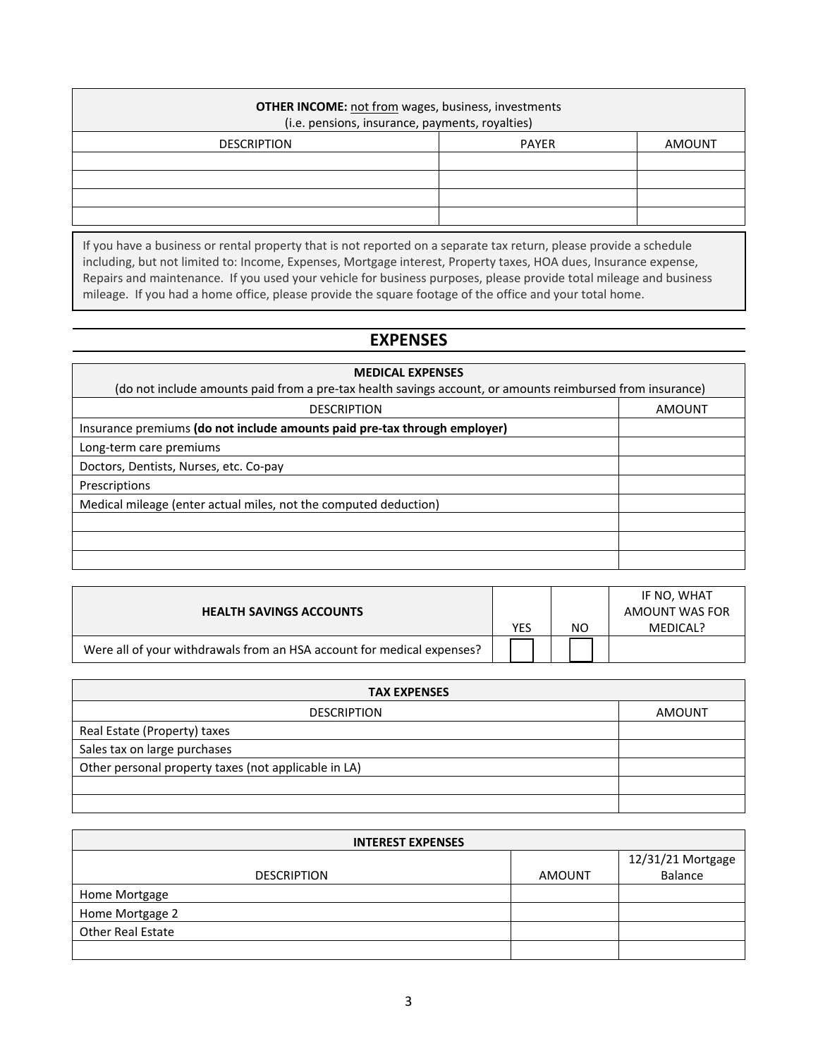| **OTHER INCOME:** not from wages, business, investments (i.e. pensions, insurance, payments, royalties) | | |
|---|---|---|
| DESCRIPTION | PAYER | AMOUNT |
| | | |
| | | |
| | | |
| | | |

If you have a business or rental property that is not reported on a separate tax return, please provide a schedule including, but not limited to: Income, Expenses, Mortgage interest, Property taxes, HOA dues, Insurance expense, Repairs and maintenance. If you used your vehicle for business purposes, please provide total mileage and business mileage. If you had a home office, please provide the square footage of the office and your total home.

## EXPENSES

| **MEDICAL EXPENSES** (do not include amounts paid from a pre-tax health savings account, or amounts reimbursed from insurance) | |
|---|---|
| DESCRIPTION | AMOUNT |
| Insurance premiums **(do not include amounts paid pre-tax through employer)** | |
| Long-term care premiums | |
| Doctors, Dentists, Nurses, etc. Co-pay | |
| Prescriptions | |
| Medical mileage (enter actual miles, not the computed deduction) | |
| | |
| | |
| | |

| **HEALTH SAVINGS ACCOUNTS** | YES | NO | IF NO, WHAT AMOUNT WAS FOR MEDICAL? |
|---|---|---|---|
| Were all of your withdrawals from an HSA account for medical expenses? | ☐ | ☐ | |

| **TAX EXPENSES** | |
|---|---|
| DESCRIPTION | AMOUNT |
| Real Estate (Property) taxes | |
| Sales tax on large purchases | |
| Other personal property taxes (not applicable in LA) | |
| | |
| | |

| **INTEREST EXPENSES** | | |
|---|---|---|
| DESCRIPTION | AMOUNT | 12/31/21 Mortgage Balance |
| Home Mortgage | | |
| Home Mortgage 2 | | |
| Other Real Estate | | |
| | | |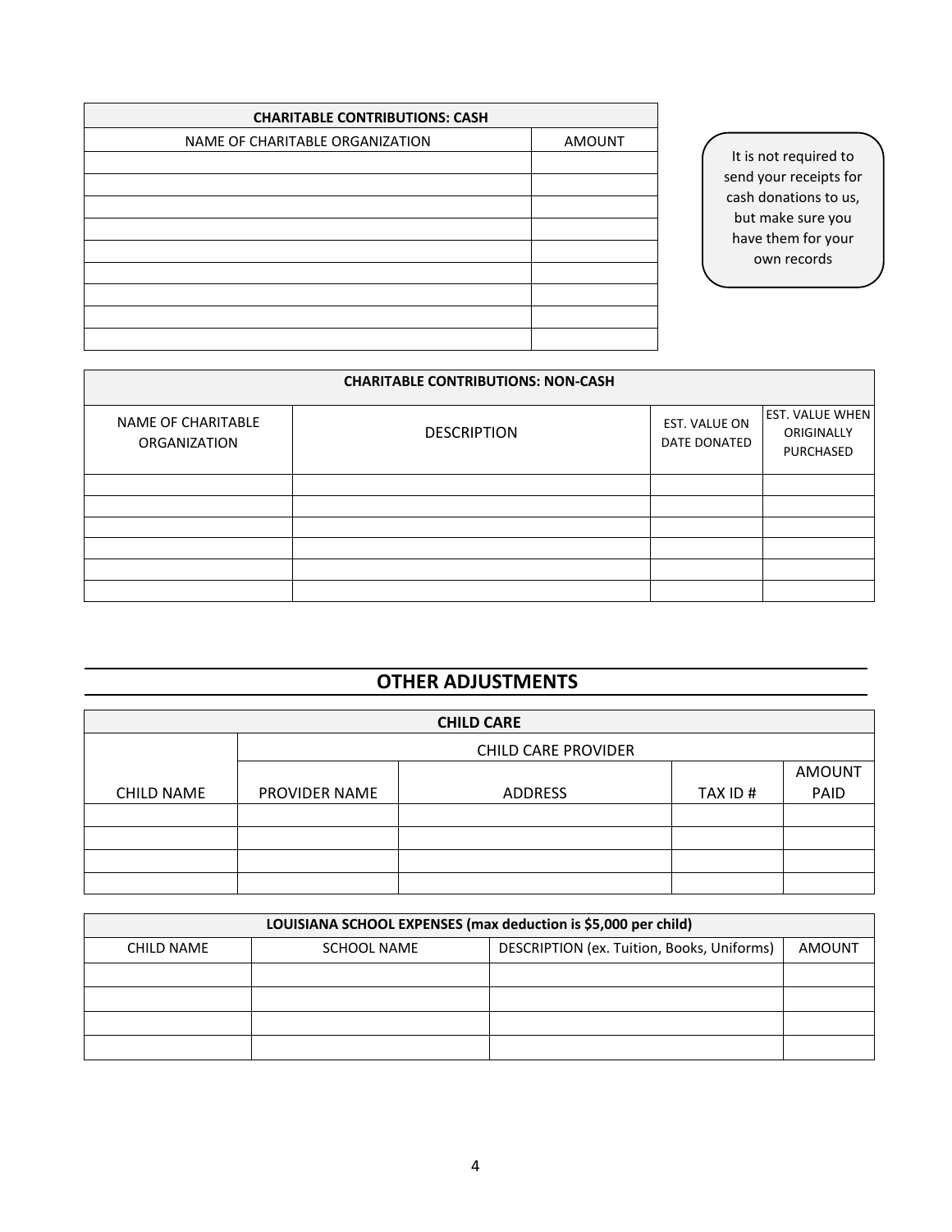| CHARITABLE CONTRIBUTIONS: CASH | |
|---|---|
| NAME OF CHARITABLE ORGANIZATION | AMOUNT |
| | |
| | |
| | |
| | |
| | |
| | |
| | |
| | |
| | |

It is not required to send your receipts for cash donations to us, but make sure you have them for your own records

| CHARITABLE CONTRIBUTIONS: NON-CASH | | | |
|---|---|---|---|
| NAME OF CHARITABLE ORGANIZATION | DESCRIPTION | EST. VALUE ON DATE DONATED | EST. VALUE WHEN ORIGINALLY PURCHASED |
| | | | |
| | | | |
| | | | |
| | | | |
| | | | |
| | | | |

## OTHER ADJUSTMENTS

| CHILD CARE | | | | |
|---|---|---|---|---|
| | CHILD CARE PROVIDER | | | |
| CHILD NAME | PROVIDER NAME | ADDRESS | TAX ID # | AMOUNT PAID |
| | | | | |
| | | | | |
| | | | | |
| | | | | |

| LOUISIANA SCHOOL EXPENSES (max deduction is $5,000 per child) | | | |
|---|---|---|---|
| CHILD NAME | SCHOOL NAME | DESCRIPTION (ex. Tuition, Books, Uniforms) | AMOUNT |
| | | | |
| | | | |
| | | | |
| | | | |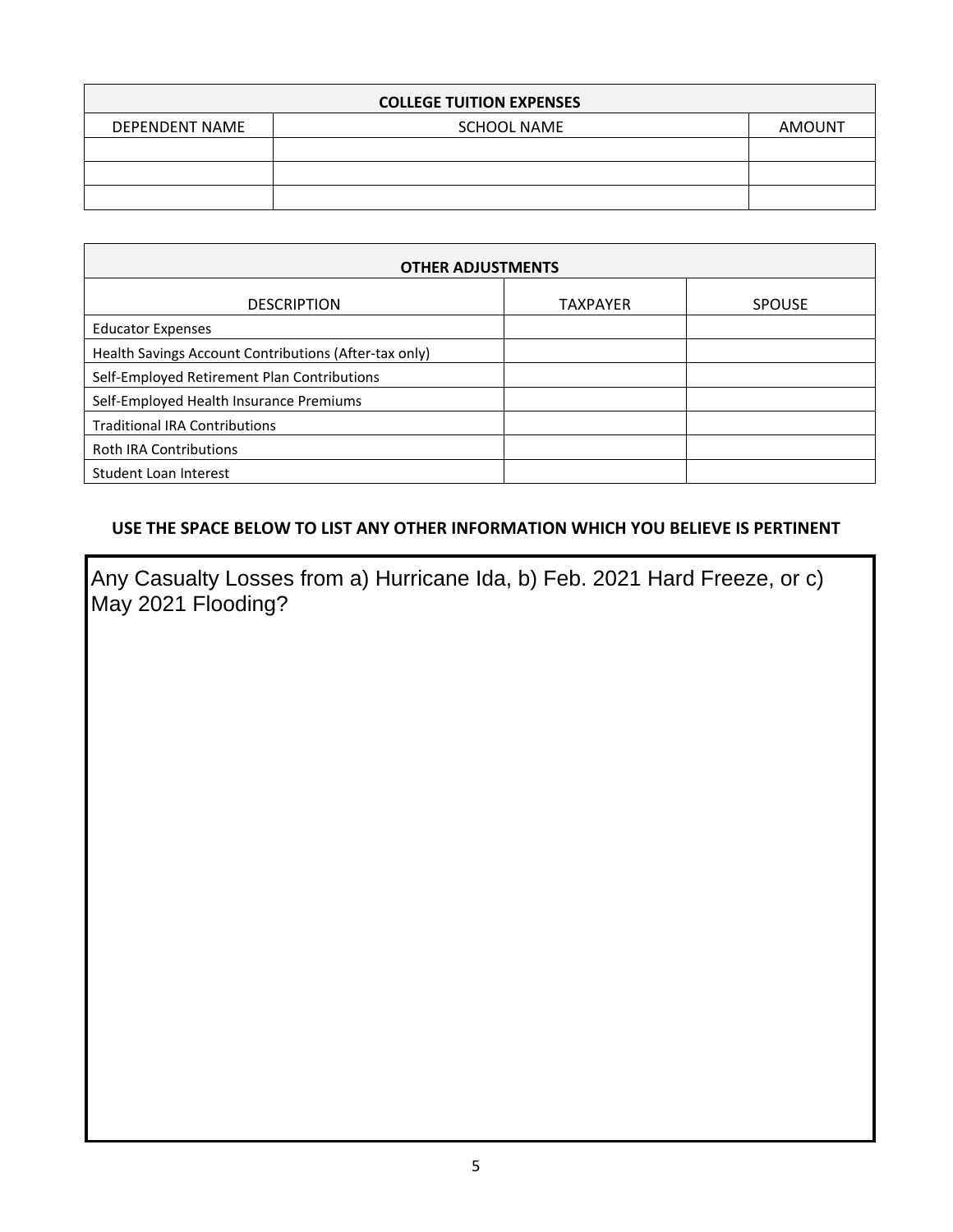| COLLEGE TUITION EXPENSES | | |
|---|---|---|
| DEPENDENT NAME | SCHOOL NAME | AMOUNT |
| | | |
| | | |
| | | |

| OTHER ADJUSTMENTS | | |
|---|---|---|
| DESCRIPTION | TAXPAYER | SPOUSE |
| Educator Expenses | | |
| Health Savings Account Contributions (After-tax only) | | |
| Self-Employed Retirement Plan Contributions | | |
| Self-Employed Health Insurance Premiums | | |
| Traditional IRA Contributions | | |
| Roth IRA Contributions | | |
| Student Loan Interest | | |

**USE THE SPACE BELOW TO LIST ANY OTHER INFORMATION WHICH YOU BELIEVE IS PERTINENT**

Any Casualty Losses from a) Hurricane Ida, b) Feb. 2021 Hard Freeze, or c) May 2021 Flooding?